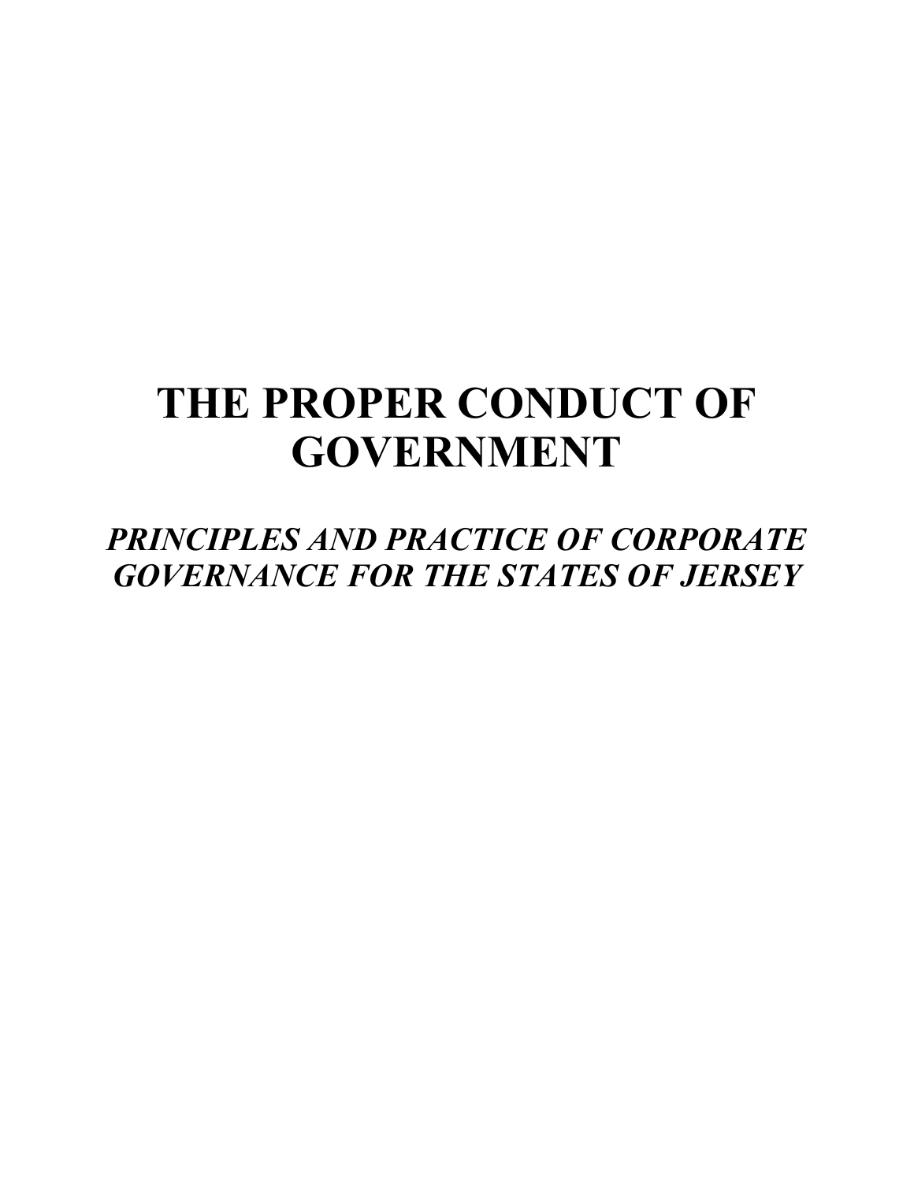# THE PROPER CONDUCT OF GOVERNMENT

***PRINCIPLES AND PRACTICE OF CORPORATE GOVERNANCE FOR THE STATES OF JERSEY***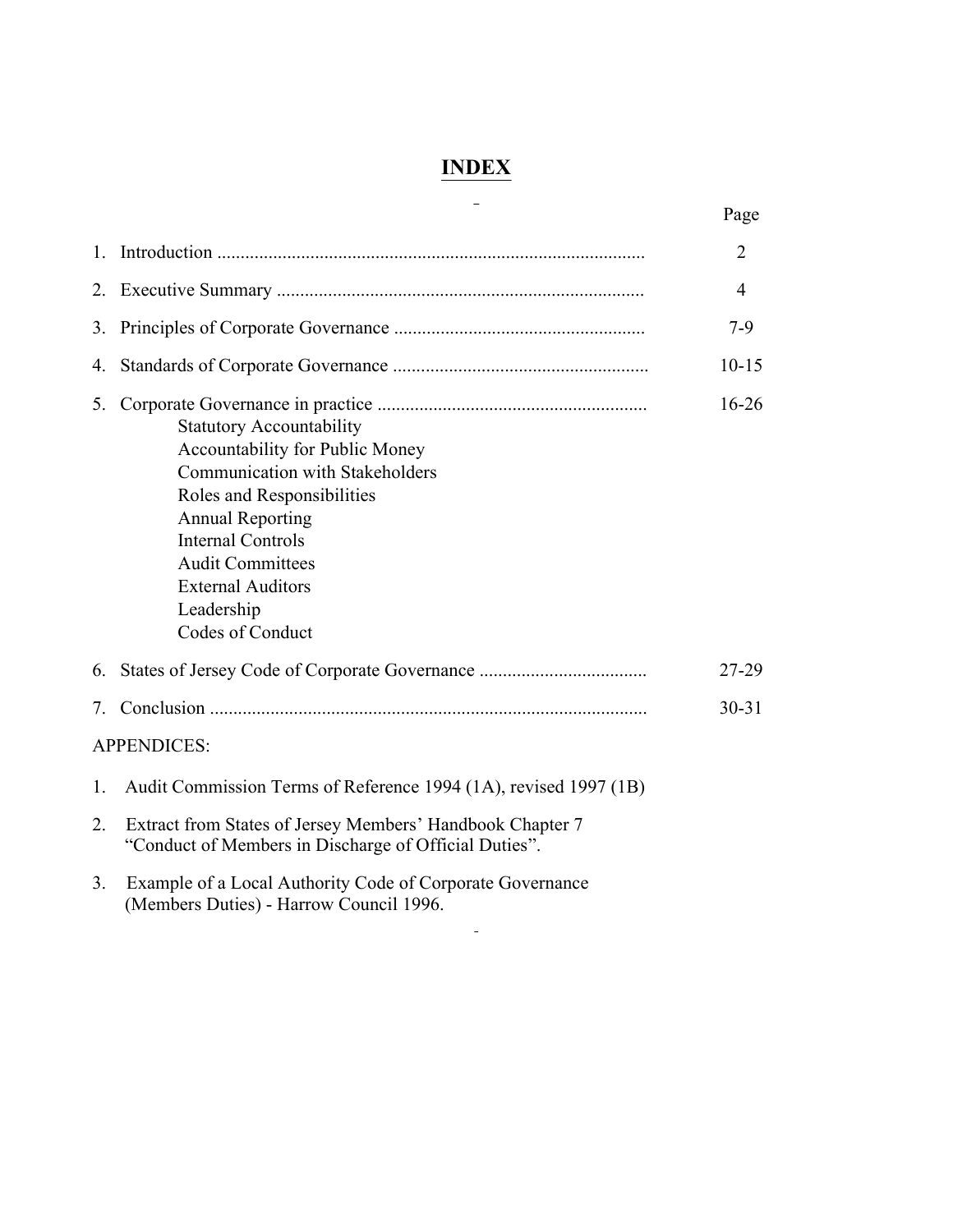# INDEX

| | | Page |
|---|---|---|
| 1. | Introduction | 2 |
| 2. | Executive Summary | 4 |
| 3. | Principles of Corporate Governance | 7-9 |
| 4. | Standards of Corporate Governance | 10-15 |
| 5. | Corporate Governance in practice<br>Statutory Accountability<br>Accountability for Public Money<br>Communication with Stakeholders<br>Roles and Responsibilities<br>Annual Reporting<br>Internal Controls<br>Audit Committees<br>External Auditors<br>Leadership<br>Codes of Conduct | 16-26 |
| 6. | States of Jersey Code of Corporate Governance | 27-29 |
| 7. | Conclusion | 30-31 |

APPENDICES:

1. Audit Commission Terms of Reference 1994 (1A), revised 1997 (1B)
2. Extract from States of Jersey Members' Handbook Chapter 7 "Conduct of Members in Discharge of Official Duties".
3. Example of a Local Authority Code of Corporate Governance (Members Duties) - Harrow Council 1996.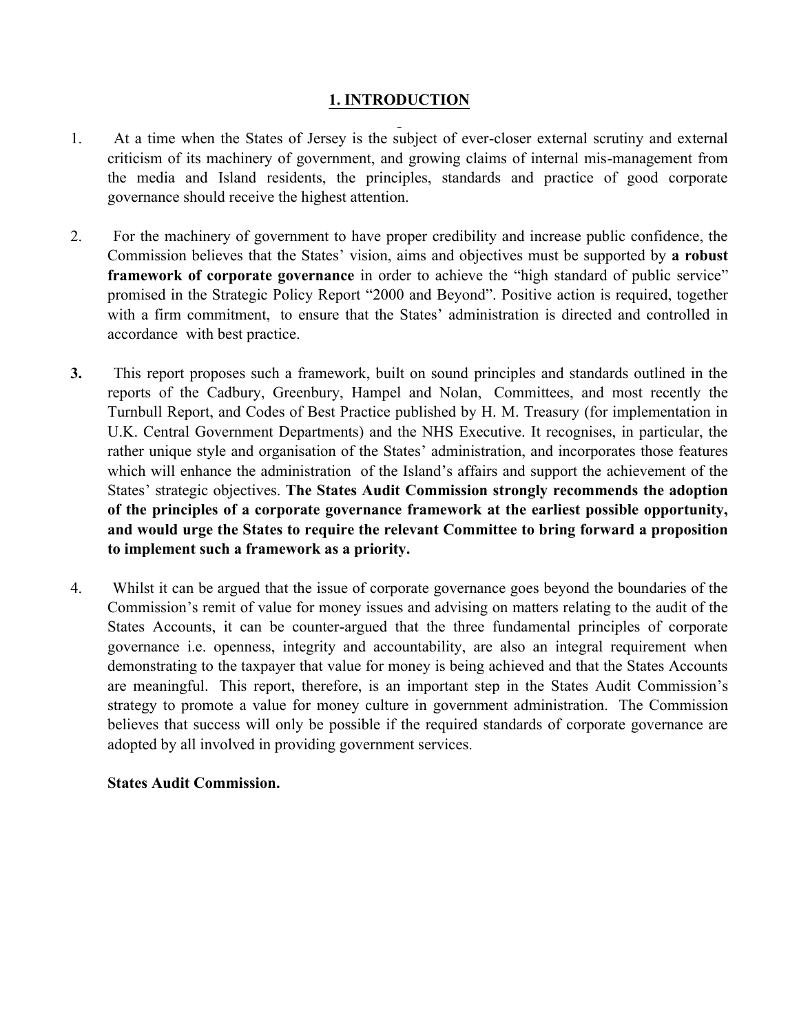# 1. INTRODUCTION

1. At a time when the States of Jersey is the subject of ever-closer external scrutiny and external criticism of its machinery of government, and growing claims of internal mis-management from the media and Island residents, the principles, standards and practice of good corporate governance should receive the highest attention.

2. For the machinery of government to have proper credibility and increase public confidence, the Commission believes that the States' vision, aims and objectives must be supported by **a robust framework of corporate governance** in order to achieve the "high standard of public service" promised in the Strategic Policy Report "2000 and Beyond". Positive action is required, together with a firm commitment, to ensure that the States' administration is directed and controlled in accordance with best practice.

3. This report proposes such a framework, built on sound principles and standards outlined in the reports of the Cadbury, Greenbury, Hampel and Nolan, Committees, and most recently the Turnbull Report, and Codes of Best Practice published by H. M. Treasury (for implementation in U.K. Central Government Departments) and the NHS Executive. It recognises, in particular, the rather unique style and organisation of the States' administration, and incorporates those features which will enhance the administration of the Island's affairs and support the achievement of the States' strategic objectives. **The States Audit Commission strongly recommends the adoption of the principles of a corporate governance framework at the earliest possible opportunity, and would urge the States to require the relevant Committee to bring forward a proposition to implement such a framework as a priority.**

4. Whilst it can be argued that the issue of corporate governance goes beyond the boundaries of the Commission's remit of value for money issues and advising on matters relating to the audit of the States Accounts, it can be counter-argued that the three fundamental principles of corporate governance i.e. openness, integrity and accountability, are also an integral requirement when demonstrating to the taxpayer that value for money is being achieved and that the States Accounts are meaningful. This report, therefore, is an important step in the States Audit Commission's strategy to promote a value for money culture in government administration. The Commission believes that success will only be possible if the required standards of corporate governance are adopted by all involved in providing government services.

**States Audit Commission.**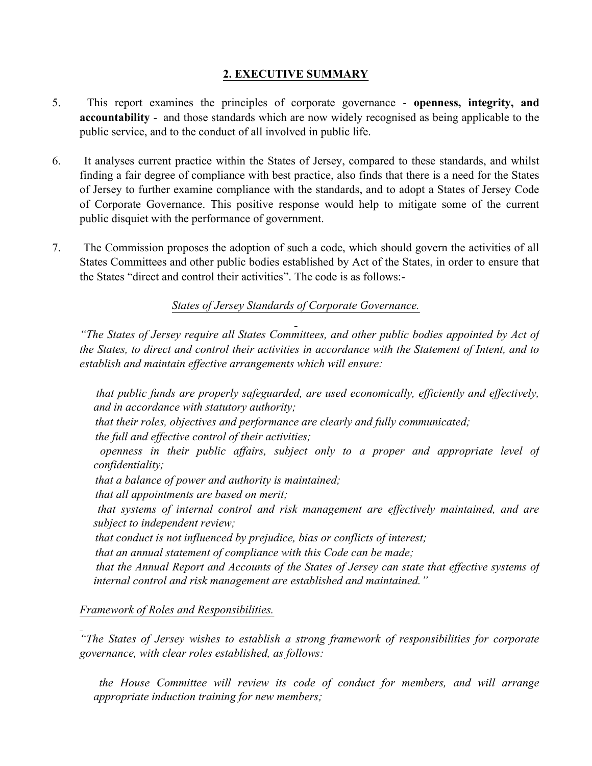## 2. EXECUTIVE SUMMARY

5. This report examines the principles of corporate governance - **openness, integrity, and accountability** - and those standards which are now widely recognised as being applicable to the public service, and to the conduct of all involved in public life.

6. It analyses current practice within the States of Jersey, compared to these standards, and whilst finding a fair degree of compliance with best practice, also finds that there is a need for the States of Jersey to further examine compliance with the standards, and to adopt a States of Jersey Code of Corporate Governance. This positive response would help to mitigate some of the current public disquiet with the performance of government.

7. The Commission proposes the adoption of such a code, which should govern the activities of all States Committees and other public bodies established by Act of the States, in order to ensure that the States "direct and control their activities". The code is as follows:-

<u>*States of Jersey Standards of Corporate Governance.*</u>

*"The States of Jersey require all States Committees, and other public bodies appointed by Act of the States, to direct and control their activities in accordance with the Statement of Intent, and to establish and maintain effective arrangements which will ensure:*

- *that public funds are properly safeguarded, are used economically, efficiently and effectively, and in accordance with statutory authority;*
- *that their roles, objectives and performance are clearly and fully communicated;*
- *the full and effective control of their activities;*
- *openness in their public affairs, subject only to a proper and appropriate level of confidentiality;*
- *that a balance of power and authority is maintained;*
- *that all appointments are based on merit;*
- *that systems of internal control and risk management are effectively maintained, and are subject to independent review;*
- *that conduct is not influenced by prejudice, bias or conflicts of interest;*
- *that an annual statement of compliance with this Code can be made;*
- *that the Annual Report and Accounts of the States of Jersey can state that effective systems of internal control and risk management are established and maintained."*

<u>*Framework of Roles and Responsibilities.*</u>

*"The States of Jersey wishes to establish a strong framework of responsibilities for corporate governance, with clear roles established, as follows:*

- *the House Committee will review its code of conduct for members, and will arrange appropriate induction training for new members;*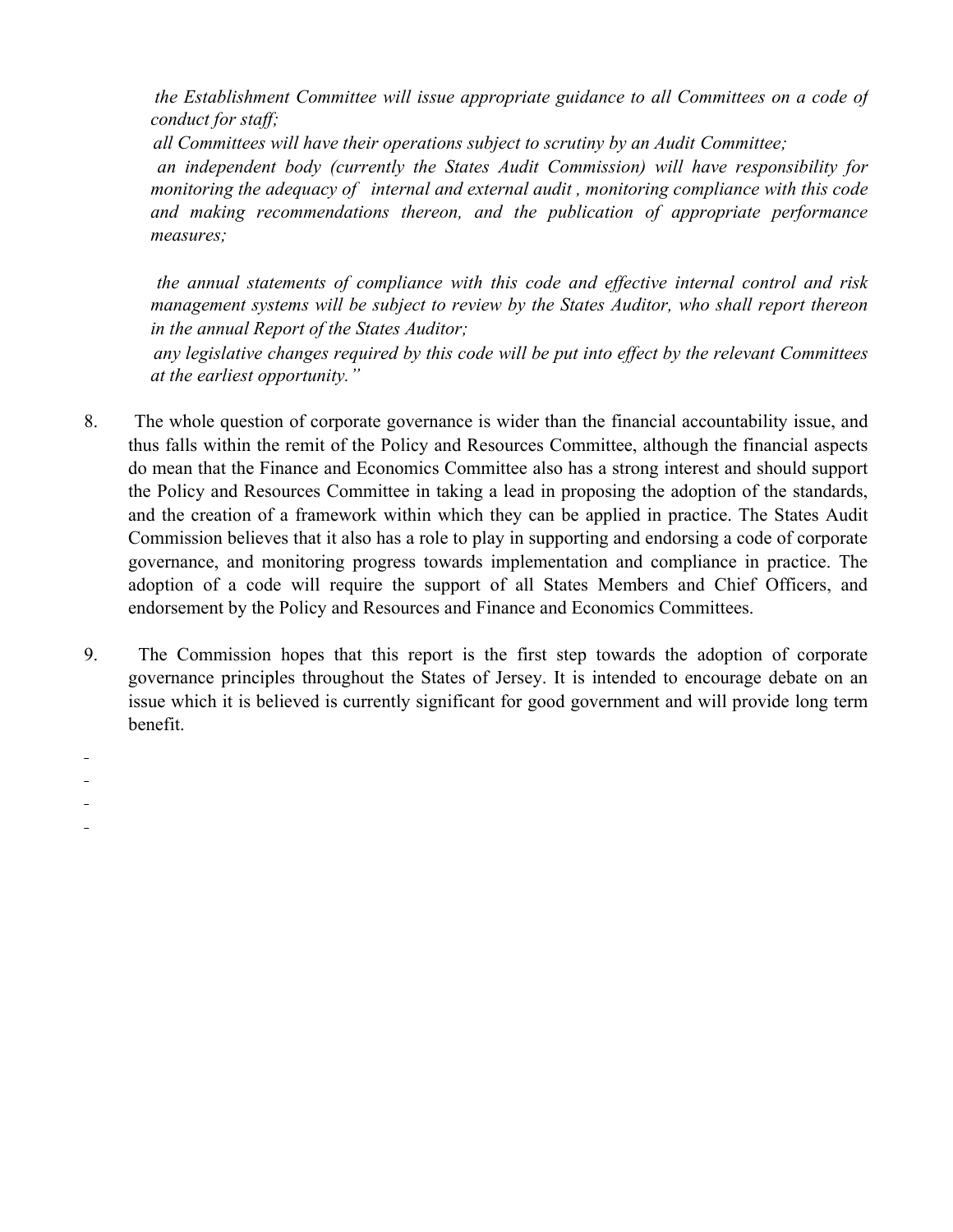*the Establishment Committee will issue appropriate guidance to all Committees on a code of conduct for staff;*

*all Committees will have their operations subject to scrutiny by an Audit Committee;*

*an independent body (currently the States Audit Commission) will have responsibility for monitoring the adequacy of internal and external audit , monitoring compliance with this code and making recommendations thereon, and the publication of appropriate performance measures;*

*the annual statements of compliance with this code and effective internal control and risk management systems will be subject to review by the States Auditor, who shall report thereon in the annual Report of the States Auditor;*

*any legislative changes required by this code will be put into effect by the relevant Committees at the earliest opportunity."*

8. The whole question of corporate governance is wider than the financial accountability issue, and thus falls within the remit of the Policy and Resources Committee, although the financial aspects do mean that the Finance and Economics Committee also has a strong interest and should support the Policy and Resources Committee in taking a lead in proposing the adoption of the standards, and the creation of a framework within which they can be applied in practice. The States Audit Commission believes that it also has a role to play in supporting and endorsing a code of corporate governance, and monitoring progress towards implementation and compliance in practice. The adoption of a code will require the support of all States Members and Chief Officers, and endorsement by the Policy and Resources and Finance and Economics Committees.

9. The Commission hopes that this report is the first step towards the adoption of corporate governance principles throughout the States of Jersey. It is intended to encourage debate on an issue which it is believed is currently significant for good government and will provide long term benefit.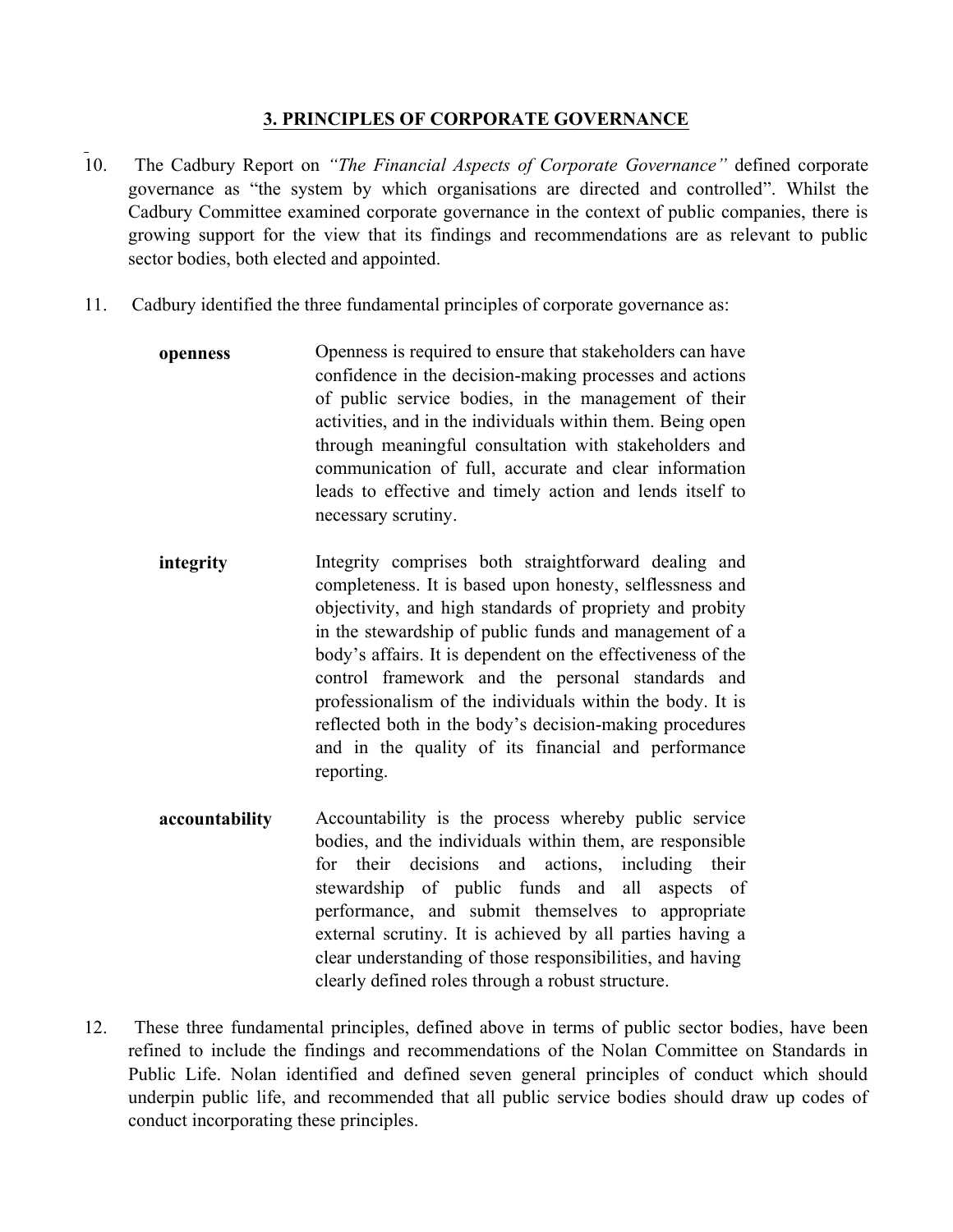## 3. PRINCIPLES OF CORPORATE GOVERNANCE

10. The Cadbury Report on *"The Financial Aspects of Corporate Governance"* defined corporate governance as "the system by which organisations are directed and controlled". Whilst the Cadbury Committee examined corporate governance in the context of public companies, there is growing support for the view that its findings and recommendations are as relevant to public sector bodies, both elected and appointed.

11. Cadbury identified the three fundamental principles of corporate governance as:

**openness** — Openness is required to ensure that stakeholders can have confidence in the decision-making processes and actions of public service bodies, in the management of their activities, and in the individuals within them. Being open through meaningful consultation with stakeholders and communication of full, accurate and clear information leads to effective and timely action and lends itself to necessary scrutiny.

**integrity** — Integrity comprises both straightforward dealing and completeness. It is based upon honesty, selflessness and objectivity, and high standards of propriety and probity in the stewardship of public funds and management of a body's affairs. It is dependent on the effectiveness of the control framework and the personal standards and professionalism of the individuals within the body. It is reflected both in the body's decision-making procedures and in the quality of its financial and performance reporting.

**accountability** — Accountability is the process whereby public service bodies, and the individuals within them, are responsible for their decisions and actions, including their stewardship of public funds and all aspects of performance, and submit themselves to appropriate external scrutiny. It is achieved by all parties having a clear understanding of those responsibilities, and having clearly defined roles through a robust structure.

12. These three fundamental principles, defined above in terms of public sector bodies, have been refined to include the findings and recommendations of the Nolan Committee on Standards in Public Life. Nolan identified and defined seven general principles of conduct which should underpin public life, and recommended that all public service bodies should draw up codes of conduct incorporating these principles.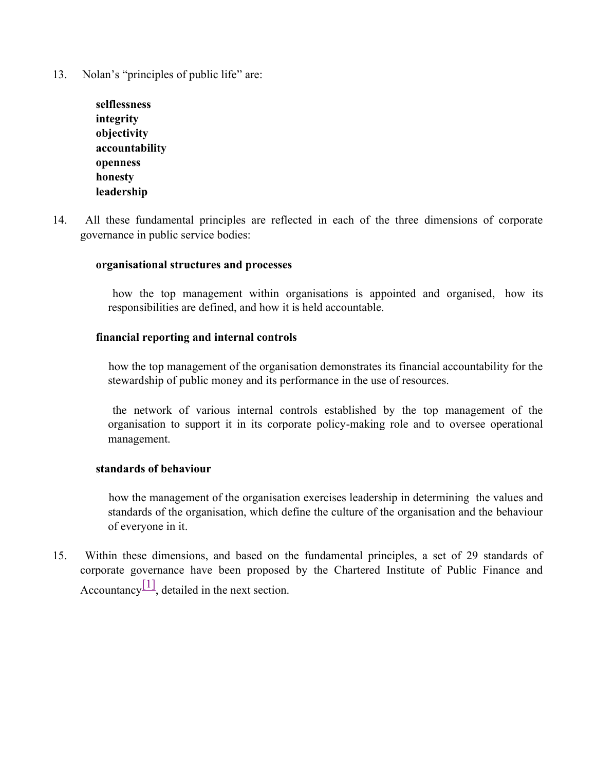13. Nolan's "principles of public life" are:

    **selflessness**
    **integrity**
    **objectivity**
    **accountability**
    **openness**
    **honesty**
    **leadership**

14. All these fundamental principles are reflected in each of the three dimensions of corporate governance in public service bodies:

    **organisational structures and processes**

    how the top management within organisations is appointed and organised, how its responsibilities are defined, and how it is held accountable.

    **financial reporting and internal controls**

    how the top management of the organisation demonstrates its financial accountability for the stewardship of public money and its performance in the use of resources.

    the network of various internal controls established by the top management of the organisation to support it in its corporate policy-making role and to oversee operational management.

    **standards of behaviour**

    how the management of the organisation exercises leadership in determining the values and standards of the organisation, which define the culture of the organisation and the behaviour of everyone in it.

15. Within these dimensions, and based on the fundamental principles, a set of 29 standards of corporate governance have been proposed by the Chartered Institute of Public Finance and Accountancy[1], detailed in the next section.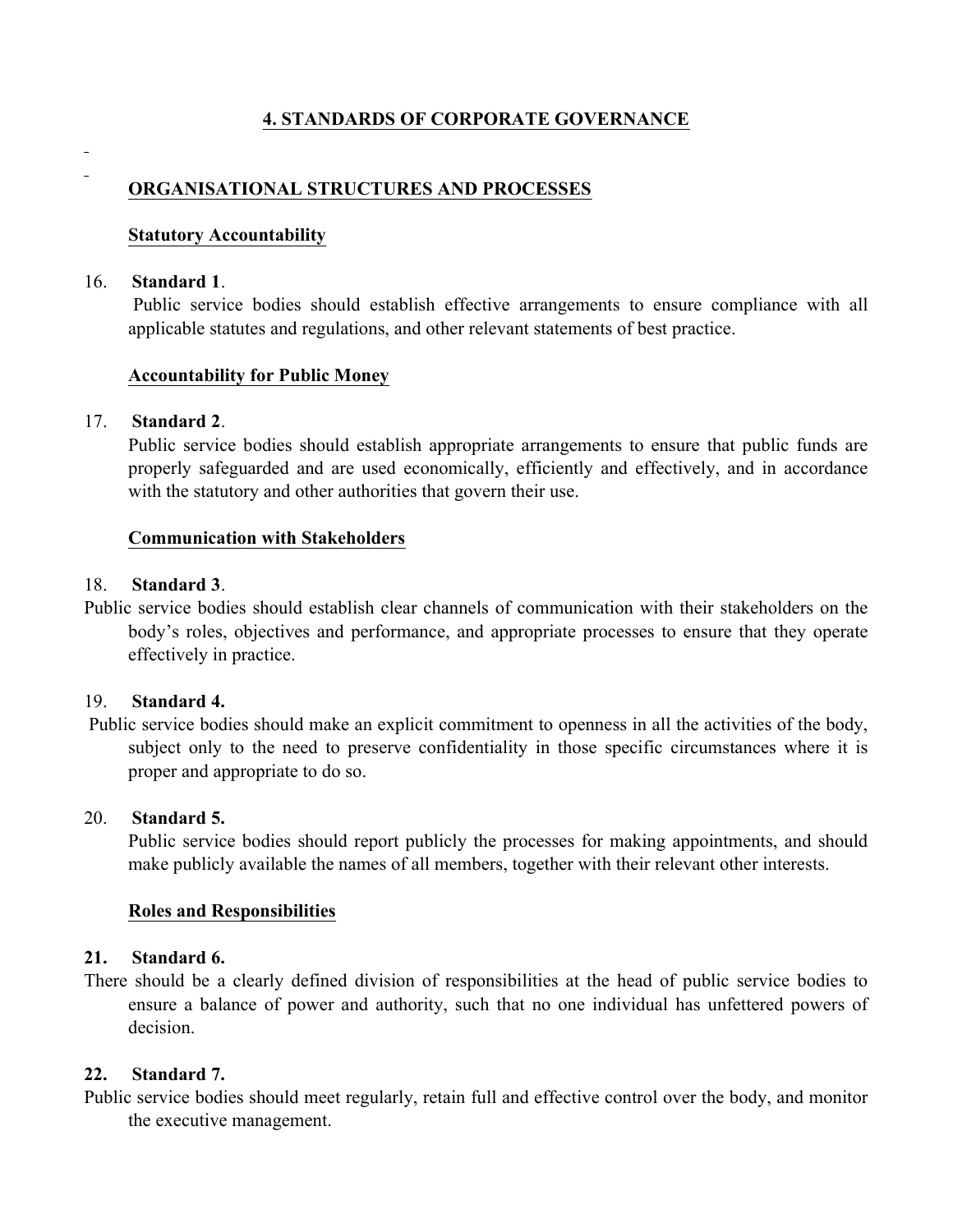## 4. STANDARDS OF CORPORATE GOVERNANCE

### ORGANISATIONAL STRUCTURES AND PROCESSES

#### Statutory Accountability

16. **Standard 1**.
Public service bodies should establish effective arrangements to ensure compliance with all applicable statutes and regulations, and other relevant statements of best practice.

#### Accountability for Public Money

17. **Standard 2**.
Public service bodies should establish appropriate arrangements to ensure that public funds are properly safeguarded and are used economically, efficiently and effectively, and in accordance with the statutory and other authorities that govern their use.

#### Communication with Stakeholders

18. **Standard 3**.
Public service bodies should establish clear channels of communication with their stakeholders on the body's roles, objectives and performance, and appropriate processes to ensure that they operate effectively in practice.

19. **Standard 4.**
Public service bodies should make an explicit commitment to openness in all the activities of the body, subject only to the need to preserve confidentiality in those specific circumstances where it is proper and appropriate to do so.

20. **Standard 5.**
Public service bodies should report publicly the processes for making appointments, and should make publicly available the names of all members, together with their relevant other interests.

#### Roles and Responsibilities

**21. Standard 6.**
There should be a clearly defined division of responsibilities at the head of public service bodies to ensure a balance of power and authority, such that no one individual has unfettered powers of decision.

**22. Standard 7.**
Public service bodies should meet regularly, retain full and effective control over the body, and monitor the executive management.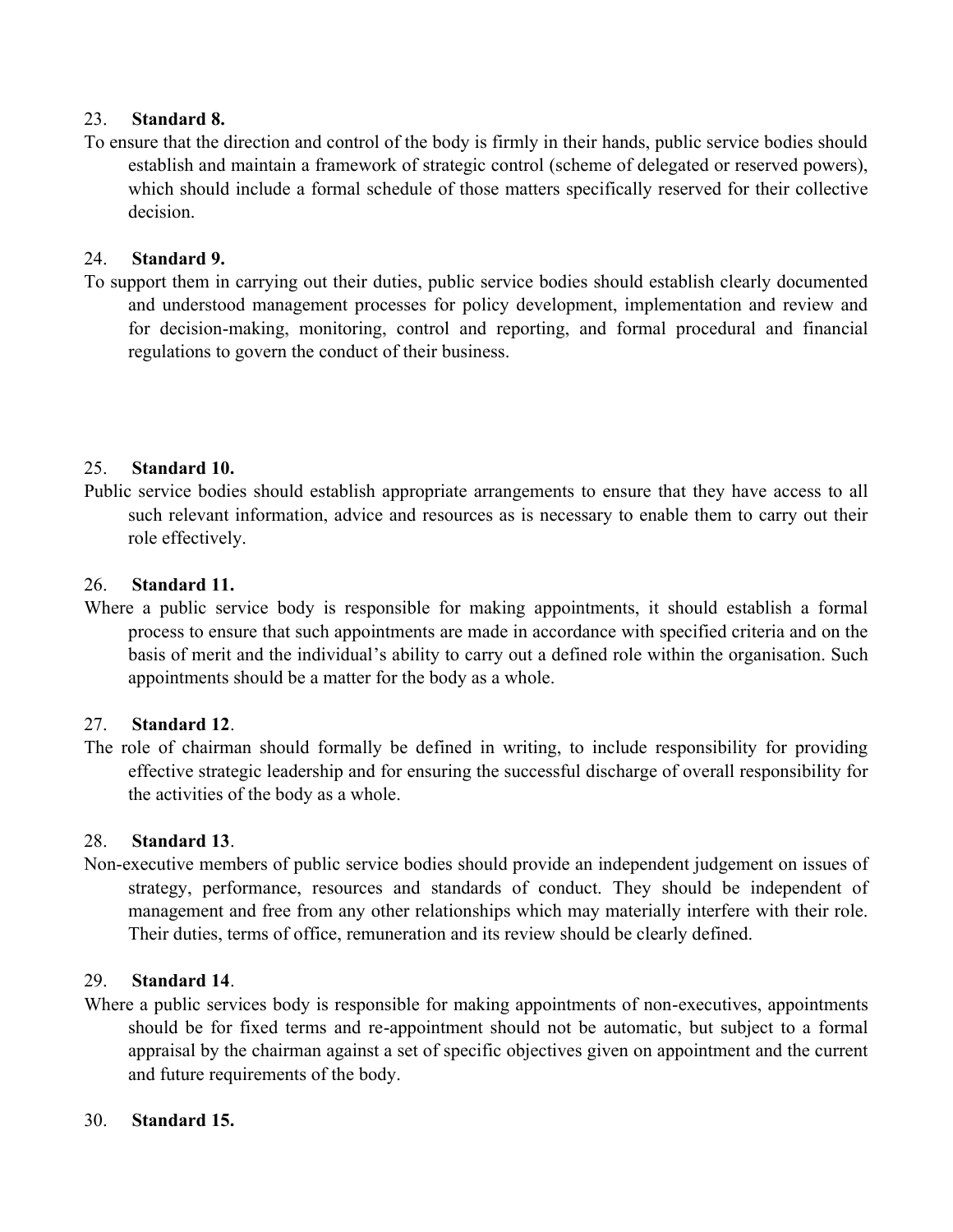23. **Standard 8.**

To ensure that the direction and control of the body is firmly in their hands, public service bodies should establish and maintain a framework of strategic control (scheme of delegated or reserved powers), which should include a formal schedule of those matters specifically reserved for their collective decision.

24. **Standard 9.**

To support them in carrying out their duties, public service bodies should establish clearly documented and understood management processes for policy development, implementation and review and for decision-making, monitoring, control and reporting, and formal procedural and financial regulations to govern the conduct of their business.

25. **Standard 10.**

Public service bodies should establish appropriate arrangements to ensure that they have access to all such relevant information, advice and resources as is necessary to enable them to carry out their role effectively.

26. **Standard 11.**

Where a public service body is responsible for making appointments, it should establish a formal process to ensure that such appointments are made in accordance with specified criteria and on the basis of merit and the individual's ability to carry out a defined role within the organisation. Such appointments should be a matter for the body as a whole.

27. **Standard 12**.

The role of chairman should formally be defined in writing, to include responsibility for providing effective strategic leadership and for ensuring the successful discharge of overall responsibility for the activities of the body as a whole.

28. **Standard 13**.

Non-executive members of public service bodies should provide an independent judgement on issues of strategy, performance, resources and standards of conduct. They should be independent of management and free from any other relationships which may materially interfere with their role. Their duties, terms of office, remuneration and its review should be clearly defined.

29. **Standard 14**.

Where a public services body is responsible for making appointments of non-executives, appointments should be for fixed terms and re-appointment should not be automatic, but subject to a formal appraisal by the chairman against a set of specific objectives given on appointment and the current and future requirements of the body.

30. **Standard 15.**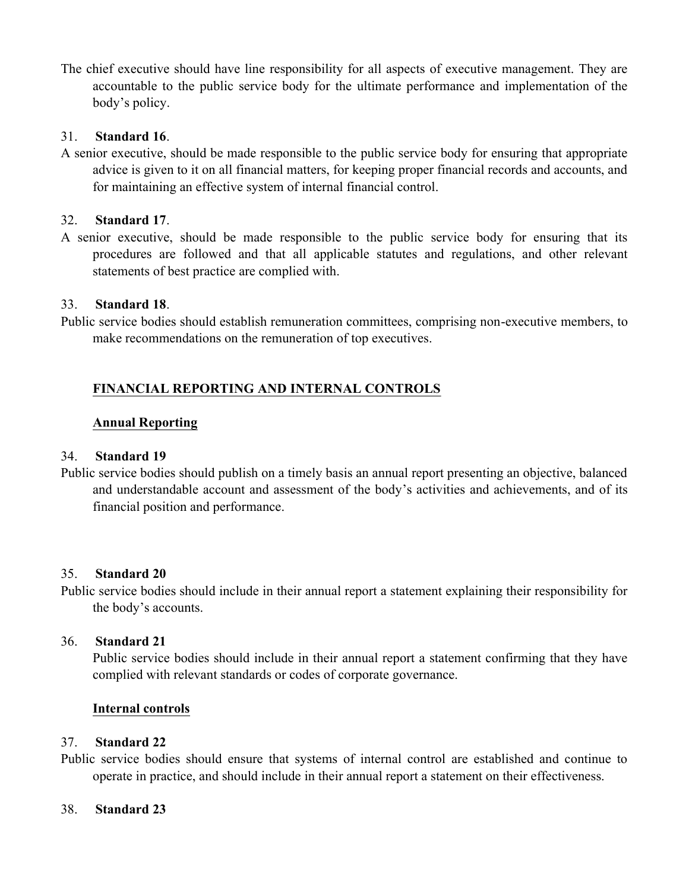The chief executive should have line responsibility for all aspects of executive management. They are accountable to the public service body for the ultimate performance and implementation of the body's policy.

31. **Standard 16**.

A senior executive, should be made responsible to the public service body for ensuring that appropriate advice is given to it on all financial matters, for keeping proper financial records and accounts, and for maintaining an effective system of internal financial control.

32. **Standard 17**.

A senior executive, should be made responsible to the public service body for ensuring that its procedures are followed and that all applicable statutes and regulations, and other relevant statements of best practice are complied with.

33. **Standard 18**.

Public service bodies should establish remuneration committees, comprising non-executive members, to make recommendations on the remuneration of top executives.

## FINANCIAL REPORTING AND INTERNAL CONTROLS

### Annual Reporting

34. **Standard 19**

Public service bodies should publish on a timely basis an annual report presenting an objective, balanced and understandable account and assessment of the body's activities and achievements, and of its financial position and performance.

35. **Standard 20**

Public service bodies should include in their annual report a statement explaining their responsibility for the body's accounts.

36. **Standard 21**

Public service bodies should include in their annual report a statement confirming that they have complied with relevant standards or codes of corporate governance.

### Internal controls

37. **Standard 22**

Public service bodies should ensure that systems of internal control are established and continue to operate in practice, and should include in their annual report a statement on their effectiveness.

38. **Standard 23**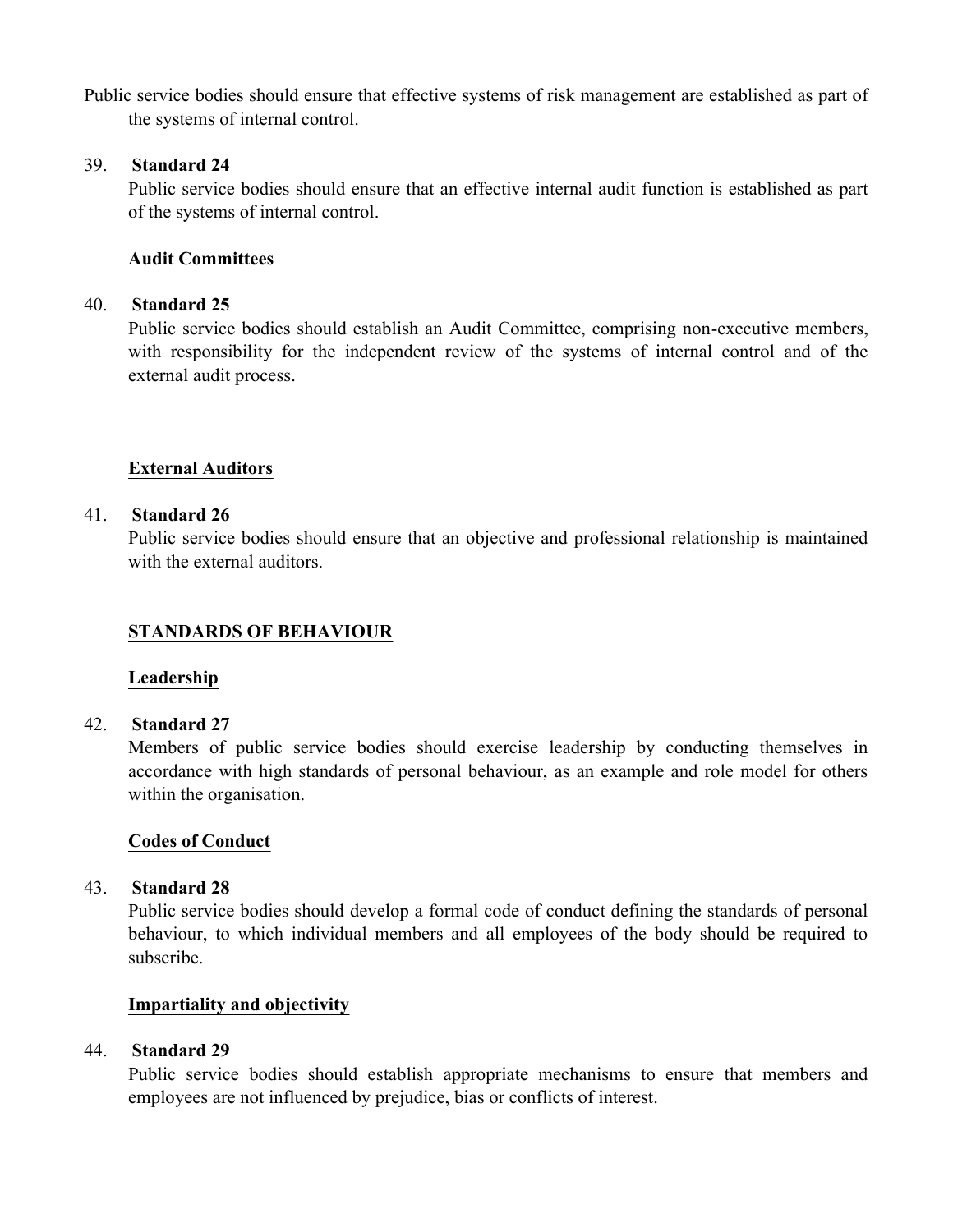Public service bodies should ensure that effective systems of risk management are established as part of the systems of internal control.

39. **Standard 24**
Public service bodies should ensure that an effective internal audit function is established as part of the systems of internal control.

**Audit Committees**

40. **Standard 25**
Public service bodies should establish an Audit Committee, comprising non-executive members, with responsibility for the independent review of the systems of internal control and of the external audit process.

**External Auditors**

41. **Standard 26**
Public service bodies should ensure that an objective and professional relationship is maintained with the external auditors.

## STANDARDS OF BEHAVIOUR

**Leadership**

42. **Standard 27**
Members of public service bodies should exercise leadership by conducting themselves in accordance with high standards of personal behaviour, as an example and role model for others within the organisation.

**Codes of Conduct**

43. **Standard 28**
Public service bodies should develop a formal code of conduct defining the standards of personal behaviour, to which individual members and all employees of the body should be required to subscribe.

**Impartiality and objectivity**

44. **Standard 29**
Public service bodies should establish appropriate mechanisms to ensure that members and employees are not influenced by prejudice, bias or conflicts of interest.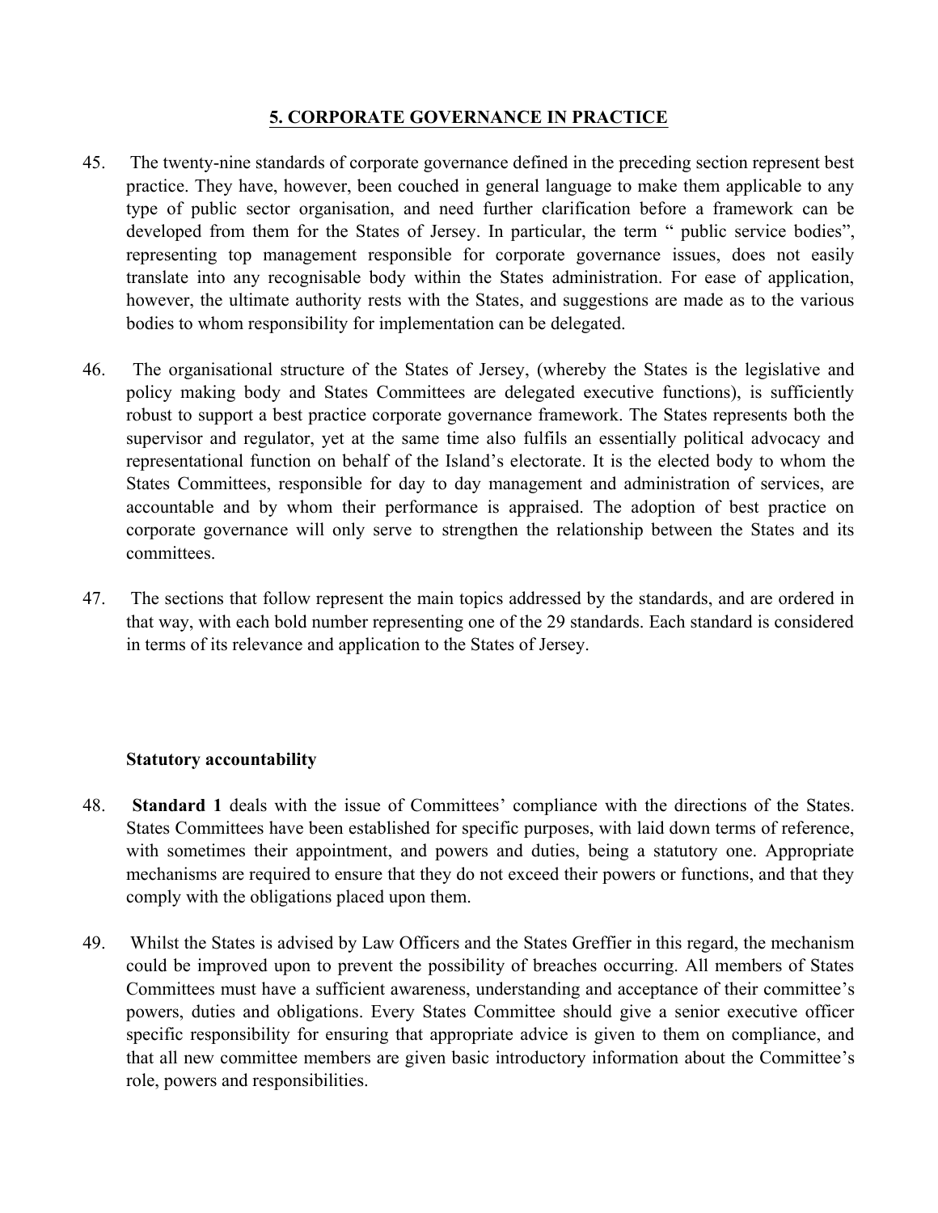## 5. CORPORATE GOVERNANCE IN PRACTICE

45. The twenty-nine standards of corporate governance defined in the preceding section represent best practice. They have, however, been couched in general language to make them applicable to any type of public sector organisation, and need further clarification before a framework can be developed from them for the States of Jersey. In particular, the term " public service bodies", representing top management responsible for corporate governance issues, does not easily translate into any recognisable body within the States administration. For ease of application, however, the ultimate authority rests with the States, and suggestions are made as to the various bodies to whom responsibility for implementation can be delegated.

46. The organisational structure of the States of Jersey, (whereby the States is the legislative and policy making body and States Committees are delegated executive functions), is sufficiently robust to support a best practice corporate governance framework. The States represents both the supervisor and regulator, yet at the same time also fulfils an essentially political advocacy and representational function on behalf of the Island's electorate. It is the elected body to whom the States Committees, responsible for day to day management and administration of services, are accountable and by whom their performance is appraised. The adoption of best practice on corporate governance will only serve to strengthen the relationship between the States and its committees.

47. The sections that follow represent the main topics addressed by the standards, and are ordered in that way, with each bold number representing one of the 29 standards. Each standard is considered in terms of its relevance and application to the States of Jersey.

### Statutory accountability

48. **Standard 1** deals with the issue of Committees' compliance with the directions of the States. States Committees have been established for specific purposes, with laid down terms of reference, with sometimes their appointment, and powers and duties, being a statutory one. Appropriate mechanisms are required to ensure that they do not exceed their powers or functions, and that they comply with the obligations placed upon them.

49. Whilst the States is advised by Law Officers and the States Greffier in this regard, the mechanism could be improved upon to prevent the possibility of breaches occurring. All members of States Committees must have a sufficient awareness, understanding and acceptance of their committee's powers, duties and obligations. Every States Committee should give a senior executive officer specific responsibility for ensuring that appropriate advice is given to them on compliance, and that all new committee members are given basic introductory information about the Committee's role, powers and responsibilities.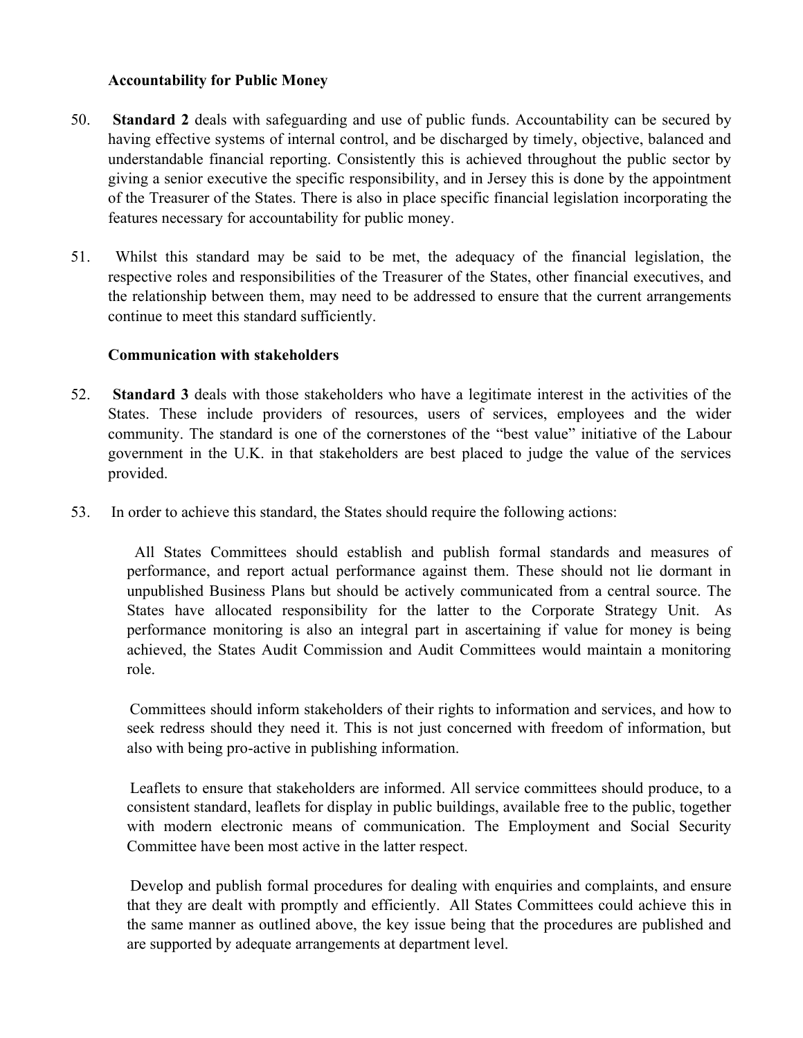**Accountability for Public Money**

50. **Standard 2** deals with safeguarding and use of public funds. Accountability can be secured by having effective systems of internal control, and be discharged by timely, objective, balanced and understandable financial reporting. Consistently this is achieved throughout the public sector by giving a senior executive the specific responsibility, and in Jersey this is done by the appointment of the Treasurer of the States. There is also in place specific financial legislation incorporating the features necessary for accountability for public money.

51. Whilst this standard may be said to be met, the adequacy of the financial legislation, the respective roles and responsibilities of the Treasurer of the States, other financial executives, and the relationship between them, may need to be addressed to ensure that the current arrangements continue to meet this standard sufficiently.

**Communication with stakeholders**

52. **Standard 3** deals with those stakeholders who have a legitimate interest in the activities of the States. These include providers of resources, users of services, employees and the wider community. The standard is one of the cornerstones of the "best value" initiative of the Labour government in the U.K. in that stakeholders are best placed to judge the value of the services provided.

53. In order to achieve this standard, the States should require the following actions:

    All States Committees should establish and publish formal standards and measures of performance, and report actual performance against them. These should not lie dormant in unpublished Business Plans but should be actively communicated from a central source. The States have allocated responsibility for the latter to the Corporate Strategy Unit. As performance monitoring is also an integral part in ascertaining if value for money is being achieved, the States Audit Commission and Audit Committees would maintain a monitoring role.

    Committees should inform stakeholders of their rights to information and services, and how to seek redress should they need it. This is not just concerned with freedom of information, but also with being pro-active in publishing information.

    Leaflets to ensure that stakeholders are informed. All service committees should produce, to a consistent standard, leaflets for display in public buildings, available free to the public, together with modern electronic means of communication. The Employment and Social Security Committee have been most active in the latter respect.

    Develop and publish formal procedures for dealing with enquiries and complaints, and ensure that they are dealt with promptly and efficiently. All States Committees could achieve this in the same manner as outlined above, the key issue being that the procedures are published and are supported by adequate arrangements at department level.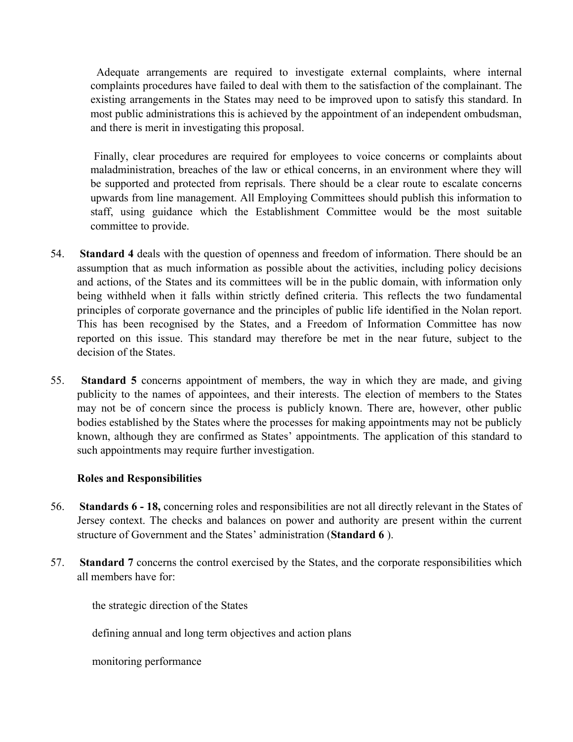Adequate arrangements are required to investigate external complaints, where internal complaints procedures have failed to deal with them to the satisfaction of the complainant. The existing arrangements in the States may need to be improved upon to satisfy this standard. In most public administrations this is achieved by the appointment of an independent ombudsman, and there is merit in investigating this proposal.

Finally, clear procedures are required for employees to voice concerns or complaints about maladministration, breaches of the law or ethical concerns, in an environment where they will be supported and protected from reprisals. There should be a clear route to escalate concerns upwards from line management. All Employing Committees should publish this information to staff, using guidance which the Establishment Committee would be the most suitable committee to provide.

54. **Standard 4** deals with the question of openness and freedom of information. There should be an assumption that as much information as possible about the activities, including policy decisions and actions, of the States and its committees will be in the public domain, with information only being withheld when it falls within strictly defined criteria. This reflects the two fundamental principles of corporate governance and the principles of public life identified in the Nolan report. This has been recognised by the States, and a Freedom of Information Committee has now reported on this issue. This standard may therefore be met in the near future, subject to the decision of the States.

55. **Standard 5** concerns appointment of members, the way in which they are made, and giving publicity to the names of appointees, and their interests. The election of members to the States may not be of concern since the process is publicly known. There are, however, other public bodies established by the States where the processes for making appointments may not be publicly known, although they are confirmed as States' appointments. The application of this standard to such appointments may require further investigation.

**Roles and Responsibilities**

56. **Standards 6 - 18,** concerning roles and responsibilities are not all directly relevant in the States of Jersey context. The checks and balances on power and authority are present within the current structure of Government and the States' administration (**Standard 6** ).

57. **Standard 7** concerns the control exercised by the States, and the corporate responsibilities which all members have for:

the strategic direction of the States

defining annual and long term objectives and action plans

monitoring performance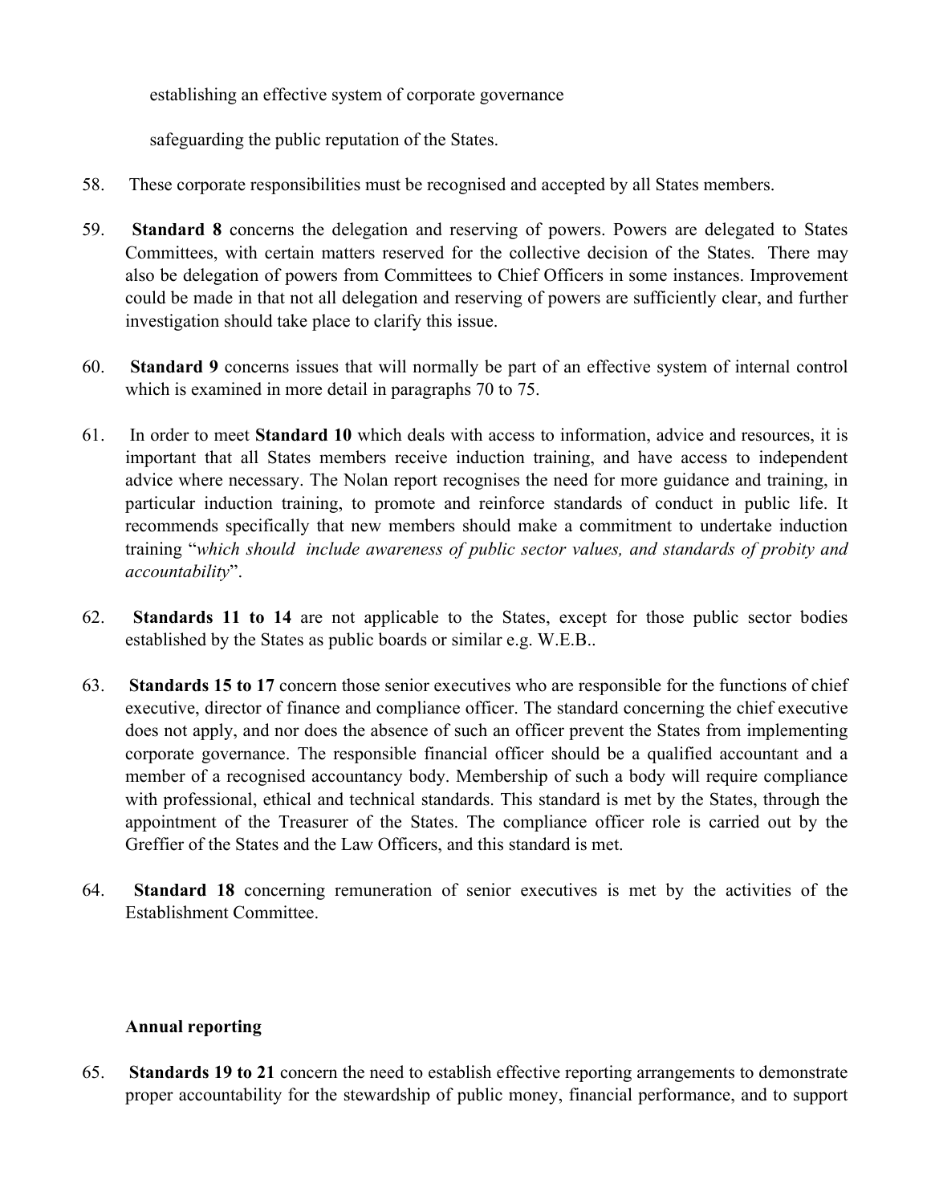establishing an effective system of corporate governance

safeguarding the public reputation of the States.

58. These corporate responsibilities must be recognised and accepted by all States members.

59. **Standard 8** concerns the delegation and reserving of powers. Powers are delegated to States Committees, with certain matters reserved for the collective decision of the States. There may also be delegation of powers from Committees to Chief Officers in some instances. Improvement could be made in that not all delegation and reserving of powers are sufficiently clear, and further investigation should take place to clarify this issue.

60. **Standard 9** concerns issues that will normally be part of an effective system of internal control which is examined in more detail in paragraphs 70 to 75.

61. In order to meet **Standard 10** which deals with access to information, advice and resources, it is important that all States members receive induction training, and have access to independent advice where necessary. The Nolan report recognises the need for more guidance and training, in particular induction training, to promote and reinforce standards of conduct in public life. It recommends specifically that new members should make a commitment to undertake induction training "*which should include awareness of public sector values, and standards of probity and accountability*".

62. **Standards 11 to 14** are not applicable to the States, except for those public sector bodies established by the States as public boards or similar e.g. W.E.B..

63. **Standards 15 to 17** concern those senior executives who are responsible for the functions of chief executive, director of finance and compliance officer. The standard concerning the chief executive does not apply, and nor does the absence of such an officer prevent the States from implementing corporate governance. The responsible financial officer should be a qualified accountant and a member of a recognised accountancy body. Membership of such a body will require compliance with professional, ethical and technical standards. This standard is met by the States, through the appointment of the Treasurer of the States. The compliance officer role is carried out by the Greffier of the States and the Law Officers, and this standard is met.

64. **Standard 18** concerning remuneration of senior executives is met by the activities of the Establishment Committee.

**Annual reporting**

65. **Standards 19 to 21** concern the need to establish effective reporting arrangements to demonstrate proper accountability for the stewardship of public money, financial performance, and to support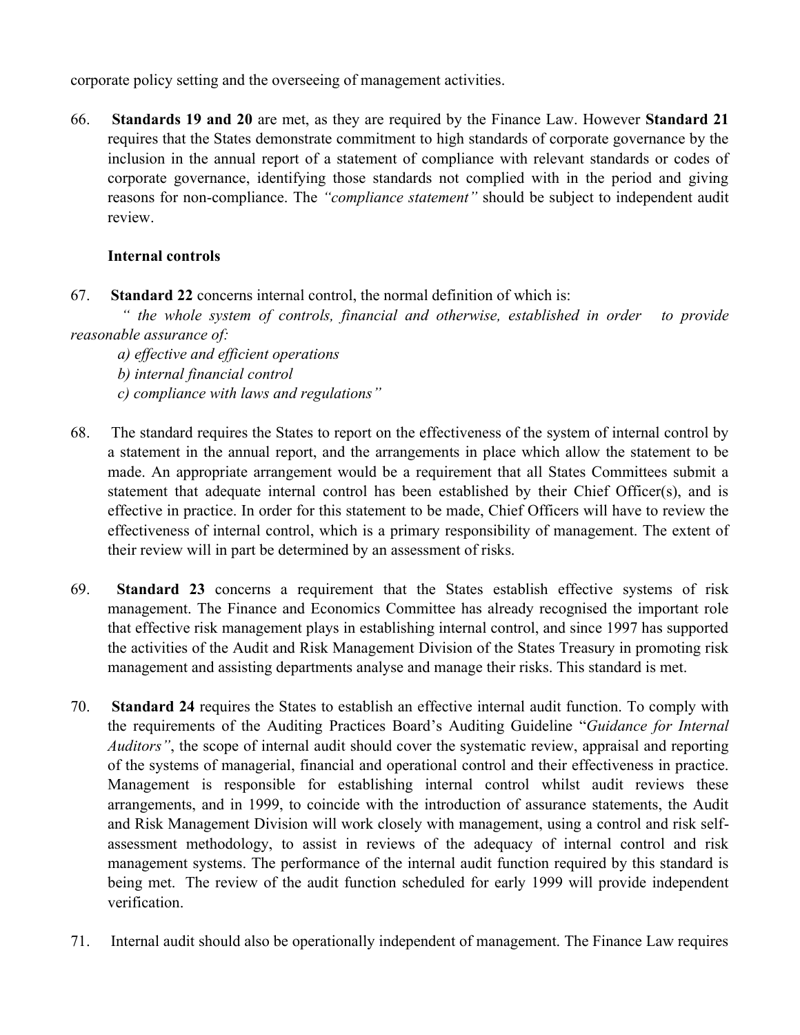corporate policy setting and the overseeing of management activities.

66. **Standards 19 and 20** are met, as they are required by the Finance Law. However **Standard 21** requires that the States demonstrate commitment to high standards of corporate governance by the inclusion in the annual report of a statement of compliance with relevant standards or codes of corporate governance, identifying those standards not complied with in the period and giving reasons for non-compliance. The *"compliance statement"* should be subject to independent audit review.

**Internal controls**

67. **Standard 22** concerns internal control, the normal definition of which is:

*" the whole system of controls, financial and otherwise, established in order to provide reasonable assurance of:*

*a) effective and efficient operations*
*b) internal financial control*
*c) compliance with laws and regulations"*

68. The standard requires the States to report on the effectiveness of the system of internal control by a statement in the annual report, and the arrangements in place which allow the statement to be made. An appropriate arrangement would be a requirement that all States Committees submit a statement that adequate internal control has been established by their Chief Officer(s), and is effective in practice. In order for this statement to be made, Chief Officers will have to review the effectiveness of internal control, which is a primary responsibility of management. The extent of their review will in part be determined by an assessment of risks.

69. **Standard 23** concerns a requirement that the States establish effective systems of risk management. The Finance and Economics Committee has already recognised the important role that effective risk management plays in establishing internal control, and since 1997 has supported the activities of the Audit and Risk Management Division of the States Treasury in promoting risk management and assisting departments analyse and manage their risks. This standard is met.

70. **Standard 24** requires the States to establish an effective internal audit function. To comply with the requirements of the Auditing Practices Board's Auditing Guideline "*Guidance for Internal Auditors"*, the scope of internal audit should cover the systematic review, appraisal and reporting of the systems of managerial, financial and operational control and their effectiveness in practice. Management is responsible for establishing internal control whilst audit reviews these arrangements, and in 1999, to coincide with the introduction of assurance statements, the Audit and Risk Management Division will work closely with management, using a control and risk self-assessment methodology, to assist in reviews of the adequacy of internal control and risk management systems. The performance of the internal audit function required by this standard is being met. The review of the audit function scheduled for early 1999 will provide independent verification.

71. Internal audit should also be operationally independent of management. The Finance Law requires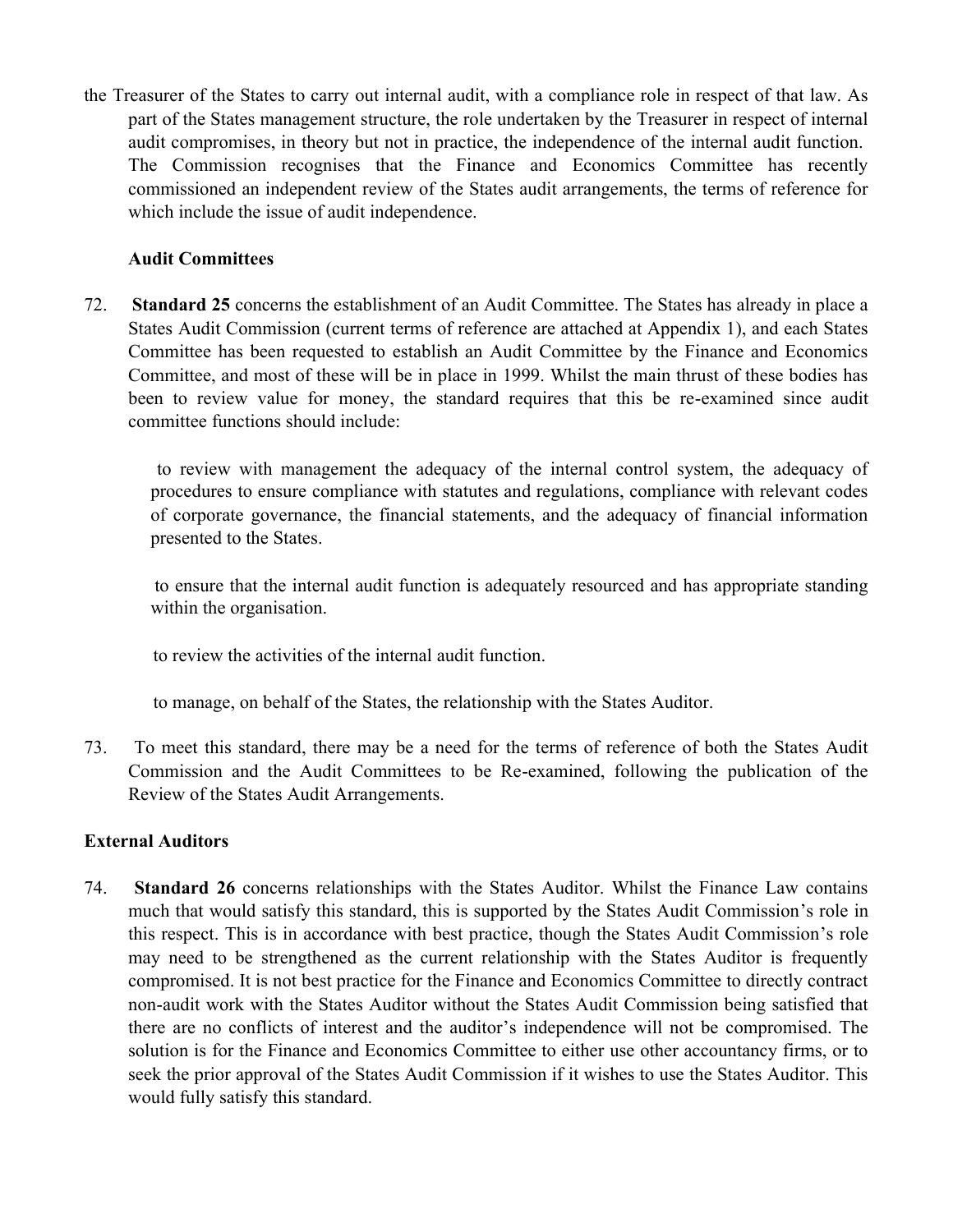the Treasurer of the States to carry out internal audit, with a compliance role in respect of that law. As part of the States management structure, the role undertaken by the Treasurer in respect of internal audit compromises, in theory but not in practice, the independence of the internal audit function. The Commission recognises that the Finance and Economics Committee has recently commissioned an independent review of the States audit arrangements, the terms of reference for which include the issue of audit independence.

### Audit Committees

72. **Standard 25** concerns the establishment of an Audit Committee. The States has already in place a States Audit Commission (current terms of reference are attached at Appendix 1), and each States Committee has been requested to establish an Audit Committee by the Finance and Economics Committee, and most of these will be in place in 1999. Whilst the main thrust of these bodies has been to review value for money, the standard requires that this be re-examined since audit committee functions should include:

    to review with management the adequacy of the internal control system, the adequacy of procedures to ensure compliance with statutes and regulations, compliance with relevant codes of corporate governance, the financial statements, and the adequacy of financial information presented to the States.

    to ensure that the internal audit function is adequately resourced and has appropriate standing within the organisation.

    to review the activities of the internal audit function.

    to manage, on behalf of the States, the relationship with the States Auditor.

73. To meet this standard, there may be a need for the terms of reference of both the States Audit Commission and the Audit Committees to be Re-examined, following the publication of the Review of the States Audit Arrangements.

## External Auditors

74. **Standard 26** concerns relationships with the States Auditor. Whilst the Finance Law contains much that would satisfy this standard, this is supported by the States Audit Commission's role in this respect. This is in accordance with best practice, though the States Audit Commission's role may need to be strengthened as the current relationship with the States Auditor is frequently compromised. It is not best practice for the Finance and Economics Committee to directly contract non-audit work with the States Auditor without the States Audit Commission being satisfied that there are no conflicts of interest and the auditor's independence will not be compromised. The solution is for the Finance and Economics Committee to either use other accountancy firms, or to seek the prior approval of the States Audit Commission if it wishes to use the States Auditor. This would fully satisfy this standard.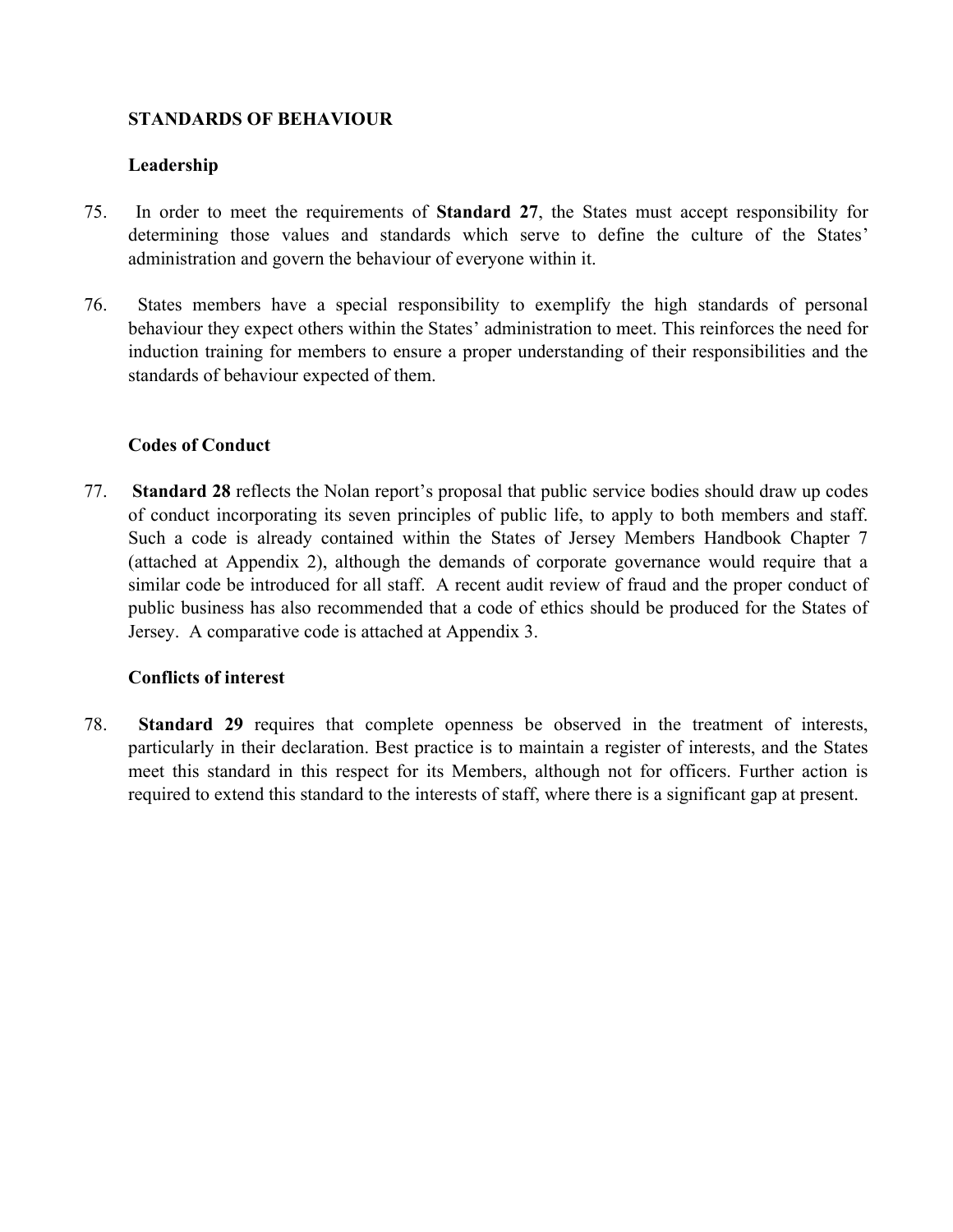## STANDARDS OF BEHAVIOUR

### Leadership

75. In order to meet the requirements of **Standard 27**, the States must accept responsibility for determining those values and standards which serve to define the culture of the States' administration and govern the behaviour of everyone within it.

76. States members have a special responsibility to exemplify the high standards of personal behaviour they expect others within the States' administration to meet. This reinforces the need for induction training for members to ensure a proper understanding of their responsibilities and the standards of behaviour expected of them.

### Codes of Conduct

77. **Standard 28** reflects the Nolan report's proposal that public service bodies should draw up codes of conduct incorporating its seven principles of public life, to apply to both members and staff. Such a code is already contained within the States of Jersey Members Handbook Chapter 7 (attached at Appendix 2), although the demands of corporate governance would require that a similar code be introduced for all staff. A recent audit review of fraud and the proper conduct of public business has also recommended that a code of ethics should be produced for the States of Jersey. A comparative code is attached at Appendix 3.

### Conflicts of interest

78. **Standard 29** requires that complete openness be observed in the treatment of interests, particularly in their declaration. Best practice is to maintain a register of interests, and the States meet this standard in this respect for its Members, although not for officers. Further action is required to extend this standard to the interests of staff, where there is a significant gap at present.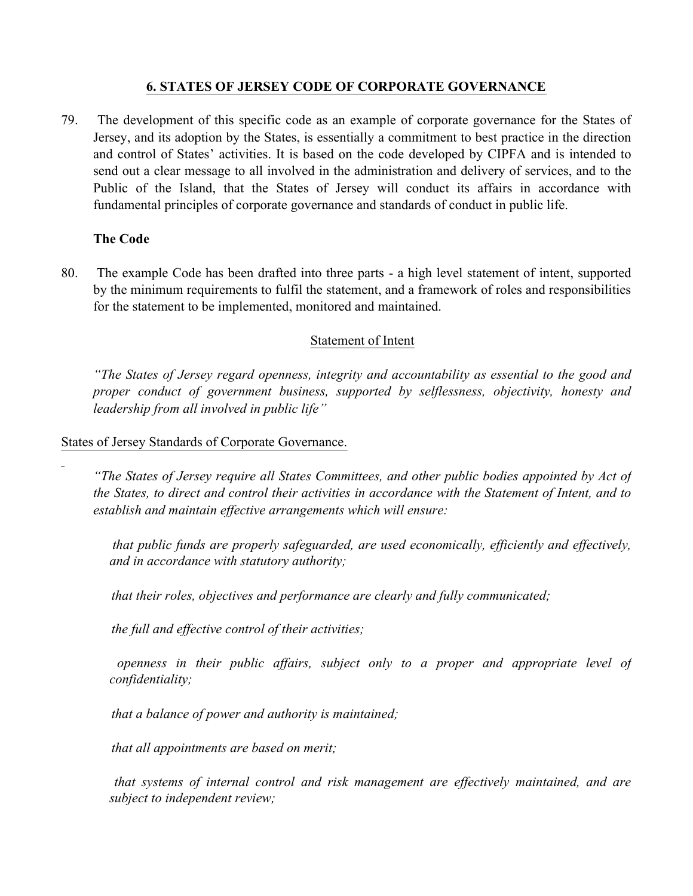## 6. STATES OF JERSEY CODE OF CORPORATE GOVERNANCE

79. The development of this specific code as an example of corporate governance for the States of Jersey, and its adoption by the States, is essentially a commitment to best practice in the direction and control of States' activities. It is based on the code developed by CIPFA and is intended to send out a clear message to all involved in the administration and delivery of services, and to the Public of the Island, that the States of Jersey will conduct its affairs in accordance with fundamental principles of corporate governance and standards of conduct in public life.

**The Code**

80. The example Code has been drafted into three parts - a high level statement of intent, supported by the minimum requirements to fulfil the statement, and a framework of roles and responsibilities for the statement to be implemented, monitored and maintained.

Statement of Intent

*"The States of Jersey regard openness, integrity and accountability as essential to the good and proper conduct of government business, supported by selflessness, objectivity, honesty and leadership from all involved in public life"*

States of Jersey Standards of Corporate Governance.

*"The States of Jersey require all States Committees, and other public bodies appointed by Act of the States, to direct and control their activities in accordance with the Statement of Intent, and to establish and maintain effective arrangements which will ensure:*

*that public funds are properly safeguarded, are used economically, efficiently and effectively, and in accordance with statutory authority;*

*that their roles, objectives and performance are clearly and fully communicated;*

*the full and effective control of their activities;*

*openness in their public affairs, subject only to a proper and appropriate level of confidentiality;*

*that a balance of power and authority is maintained;*

*that all appointments are based on merit;*

*that systems of internal control and risk management are effectively maintained, and are subject to independent review;*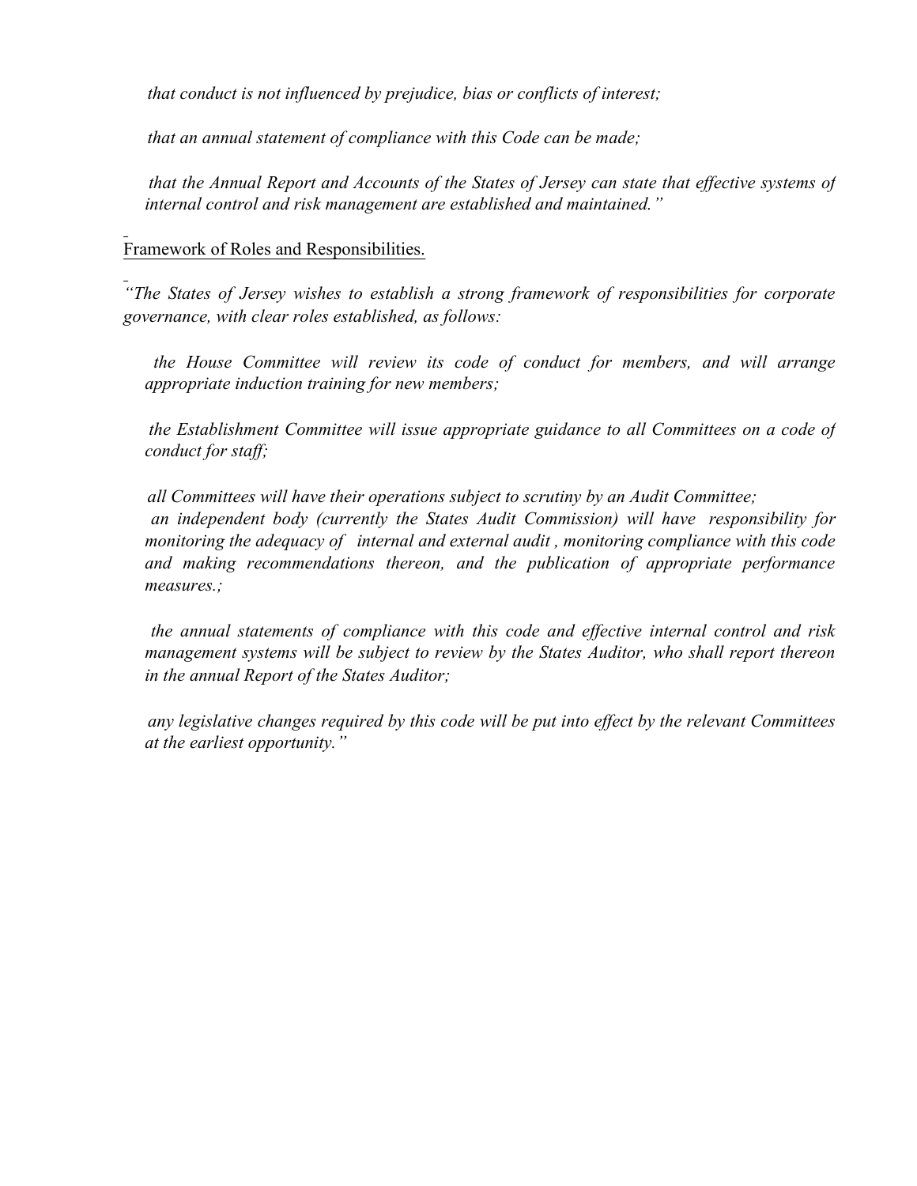*that conduct is not influenced by prejudice, bias or conflicts of interest;*

*that an annual statement of compliance with this Code can be made;*

*that the Annual Report and Accounts of the States of Jersey can state that effective systems of internal control and risk management are established and maintained."*

<u>Framework of Roles and Responsibilities.</u>

*"The States of Jersey wishes to establish a strong framework of responsibilities for corporate governance, with clear roles established, as follows:*

*the House Committee will review its code of conduct for members, and will arrange appropriate induction training for new members;*

*the Establishment Committee will issue appropriate guidance to all Committees on a code of conduct for staff;*

*all Committees will have their operations subject to scrutiny by an Audit Committee;*

*an independent body (currently the States Audit Commission) will have responsibility for monitoring the adequacy of internal and external audit , monitoring compliance with this code and making recommendations thereon, and the publication of appropriate performance measures.;*

*the annual statements of compliance with this code and effective internal control and risk management systems will be subject to review by the States Auditor, who shall report thereon in the annual Report of the States Auditor;*

*any legislative changes required by this code will be put into effect by the relevant Committees at the earliest opportunity."*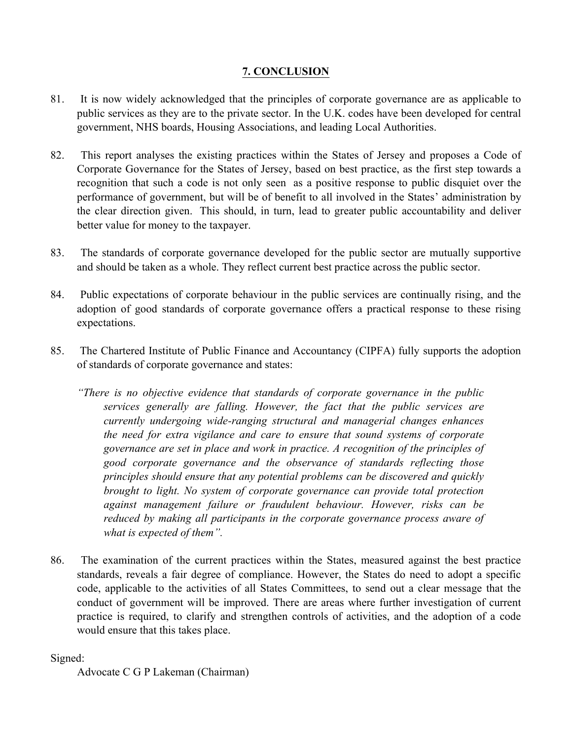## 7. CONCLUSION

81. It is now widely acknowledged that the principles of corporate governance are as applicable to public services as they are to the private sector. In the U.K. codes have been developed for central government, NHS boards, Housing Associations, and leading Local Authorities.

82. This report analyses the existing practices within the States of Jersey and proposes a Code of Corporate Governance for the States of Jersey, based on best practice, as the first step towards a recognition that such a code is not only seen as a positive response to public disquiet over the performance of government, but will be of benefit to all involved in the States' administration by the clear direction given. This should, in turn, lead to greater public accountability and deliver better value for money to the taxpayer.

83. The standards of corporate governance developed for the public sector are mutually supportive and should be taken as a whole. They reflect current best practice across the public sector.

84. Public expectations of corporate behaviour in the public services are continually rising, and the adoption of good standards of corporate governance offers a practical response to these rising expectations.

85. The Chartered Institute of Public Finance and Accountancy (CIPFA) fully supports the adoption of standards of corporate governance and states:

> *"There is no objective evidence that standards of corporate governance in the public services generally are falling. However, the fact that the public services are currently undergoing wide-ranging structural and managerial changes enhances the need for extra vigilance and care to ensure that sound systems of corporate governance are set in place and work in practice. A recognition of the principles of good corporate governance and the observance of standards reflecting those principles should ensure that any potential problems can be discovered and quickly brought to light. No system of corporate governance can provide total protection against management failure or fraudulent behaviour. However, risks can be reduced by making all participants in the corporate governance process aware of what is expected of them".*

86. The examination of the current practices within the States, measured against the best practice standards, reveals a fair degree of compliance. However, the States do need to adopt a specific code, applicable to the activities of all States Committees, to send out a clear message that the conduct of government will be improved. There are areas where further investigation of current practice is required, to clarify and strengthen controls of activities, and the adoption of a code would ensure that this takes place.

Signed:

Advocate C G P Lakeman (Chairman)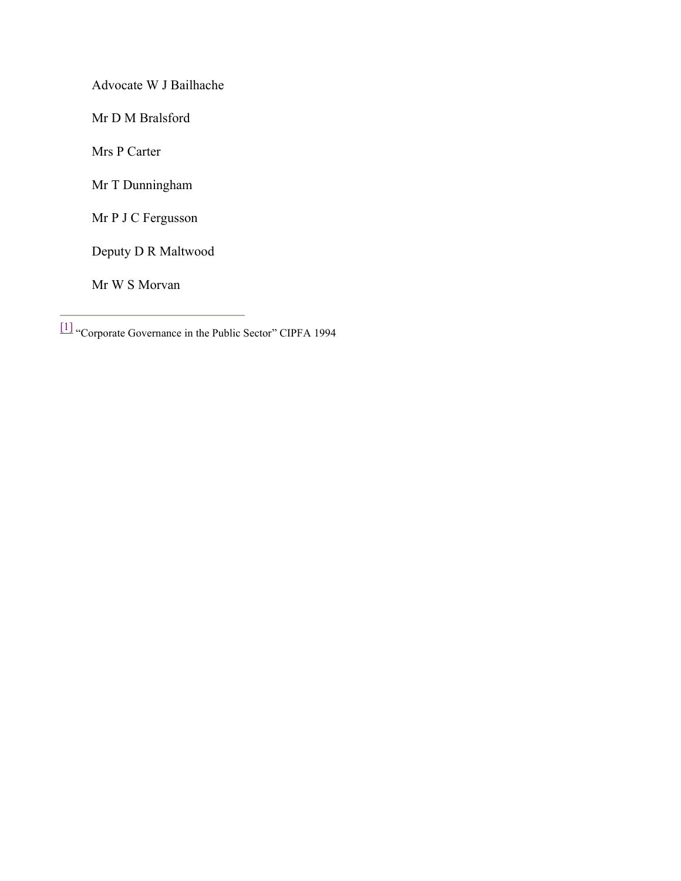Advocate W J Bailhache

Mr D M Bralsford

Mrs P Carter

Mr T Dunningham

Mr P J C Fergusson

Deputy D R Maltwood

Mr W S Morvan

---

[1] "Corporate Governance in the Public Sector" CIPFA 1994